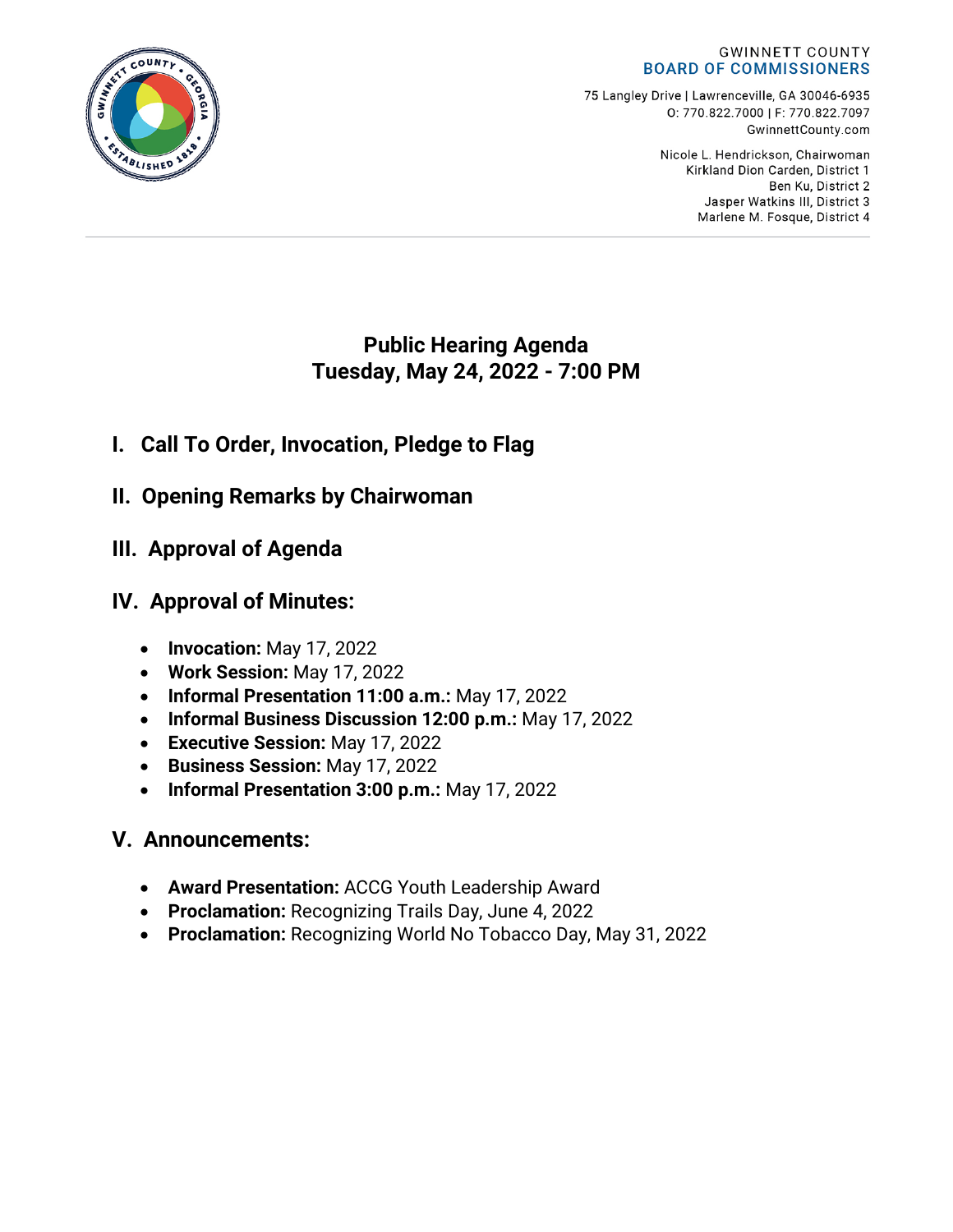GWINNETT COUNTY
**BOARD OF COMMISSIONERS**

75 Langley Drive | Lawrenceville, GA 30046-6935
O: 770.822.7000 | F: 770.822.7097
GwinnettCounty.com

Nicole L. Hendrickson, Chairwoman
Kirkland Dion Carden, District 1
Ben Ku, District 2
Jasper Watkins III, District 3
Marlene M. Fosque, District 4

# Public Hearing Agenda
# Tuesday, May 24, 2022 - 7:00 PM

## I. Call To Order, Invocation, Pledge to Flag

## II. Opening Remarks by Chairwoman

## III. Approval of Agenda

## IV. Approval of Minutes:

- **Invocation:** May 17, 2022
- **Work Session:** May 17, 2022
- **Informal Presentation 11:00 a.m.:** May 17, 2022
- **Informal Business Discussion 12:00 p.m.:** May 17, 2022
- **Executive Session:** May 17, 2022
- **Business Session:** May 17, 2022
- **Informal Presentation 3:00 p.m.:** May 17, 2022

## V. Announcements:

- **Award Presentation:** ACCG Youth Leadership Award
- **Proclamation:** Recognizing Trails Day, June 4, 2022
- **Proclamation:** Recognizing World No Tobacco Day, May 31, 2022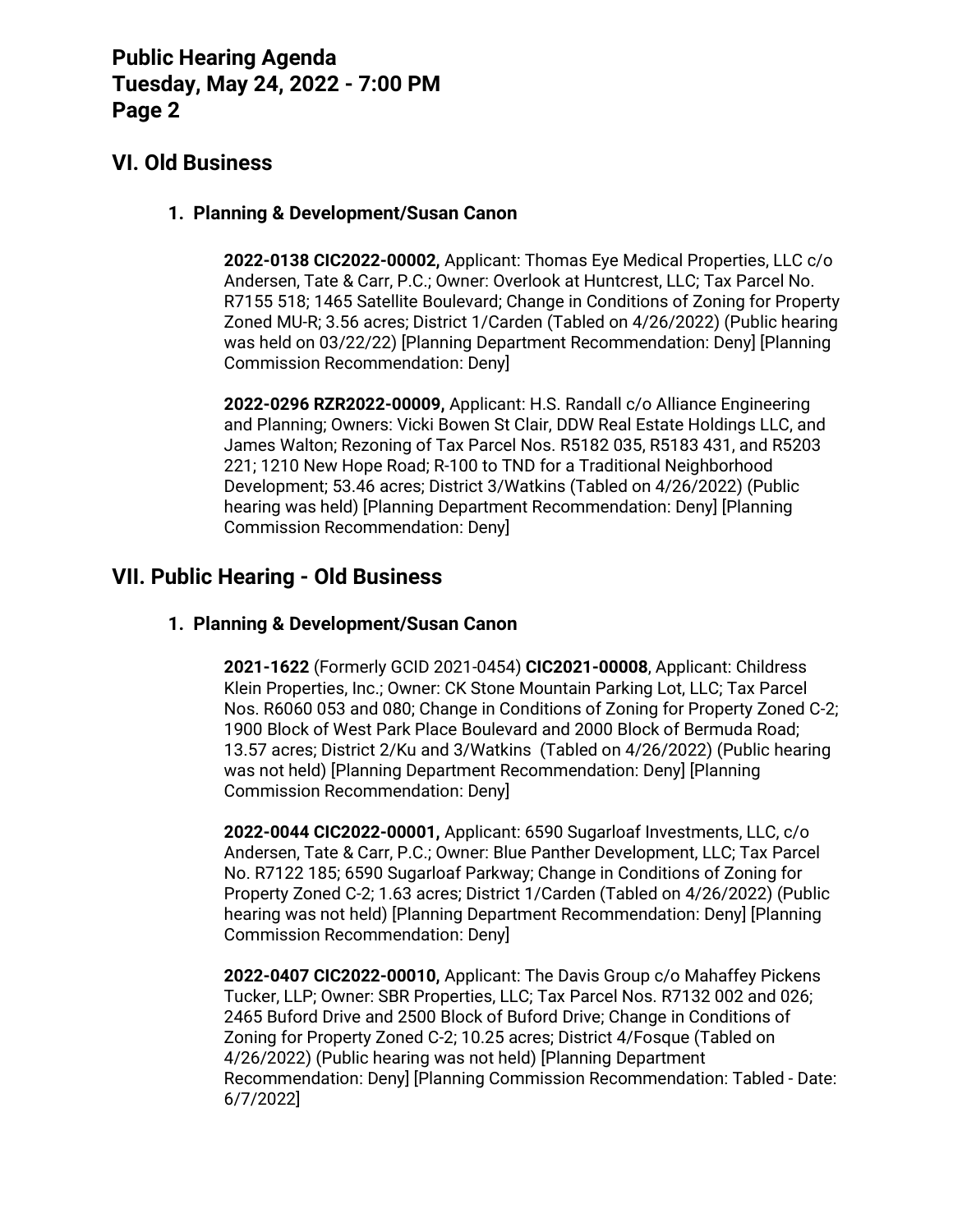## VI. Old Business

### 1. Planning & Development/Susan Canon

**2022-0138 CIC2022-00002,** Applicant: Thomas Eye Medical Properties, LLC c/o Andersen, Tate & Carr, P.C.; Owner: Overlook at Huntcrest, LLC; Tax Parcel No. R7155 518; 1465 Satellite Boulevard; Change in Conditions of Zoning for Property Zoned MU-R; 3.56 acres; District 1/Carden (Tabled on 4/26/2022) (Public hearing was held on 03/22/22) [Planning Department Recommendation: Deny] [Planning Commission Recommendation: Deny]

**2022-0296 RZR2022-00009,** Applicant: H.S. Randall c/o Alliance Engineering and Planning; Owners: Vicki Bowen St Clair, DDW Real Estate Holdings LLC, and James Walton; Rezoning of Tax Parcel Nos. R5182 035, R5183 431, and R5203 221; 1210 New Hope Road; R-100 to TND for a Traditional Neighborhood Development; 53.46 acres; District 3/Watkins (Tabled on 4/26/2022) (Public hearing was held) [Planning Department Recommendation: Deny] [Planning Commission Recommendation: Deny]

## VII. Public Hearing - Old Business

### 1. Planning & Development/Susan Canon

**2021-1622** (Formerly GCID 2021-0454) **CIC2021-00008**, Applicant: Childress Klein Properties, Inc.; Owner: CK Stone Mountain Parking Lot, LLC; Tax Parcel Nos. R6060 053 and 080; Change in Conditions of Zoning for Property Zoned C-2; 1900 Block of West Park Place Boulevard and 2000 Block of Bermuda Road; 13.57 acres; District 2/Ku and 3/Watkins (Tabled on 4/26/2022) (Public hearing was not held) [Planning Department Recommendation: Deny] [Planning Commission Recommendation: Deny]

**2022-0044 CIC2022-00001,** Applicant: 6590 Sugarloaf Investments, LLC, c/o Andersen, Tate & Carr, P.C.; Owner: Blue Panther Development, LLC; Tax Parcel No. R7122 185; 6590 Sugarloaf Parkway; Change in Conditions of Zoning for Property Zoned C-2; 1.63 acres; District 1/Carden (Tabled on 4/26/2022) (Public hearing was not held) [Planning Department Recommendation: Deny] [Planning Commission Recommendation: Deny]

**2022-0407 CIC2022-00010,** Applicant: The Davis Group c/o Mahaffey Pickens Tucker, LLP; Owner: SBR Properties, LLC; Tax Parcel Nos. R7132 002 and 026; 2465 Buford Drive and 2500 Block of Buford Drive; Change in Conditions of Zoning for Property Zoned C-2; 10.25 acres; District 4/Fosque (Tabled on 4/26/2022) (Public hearing was not held) [Planning Department Recommendation: Deny] [Planning Commission Recommendation: Tabled - Date: 6/7/2022]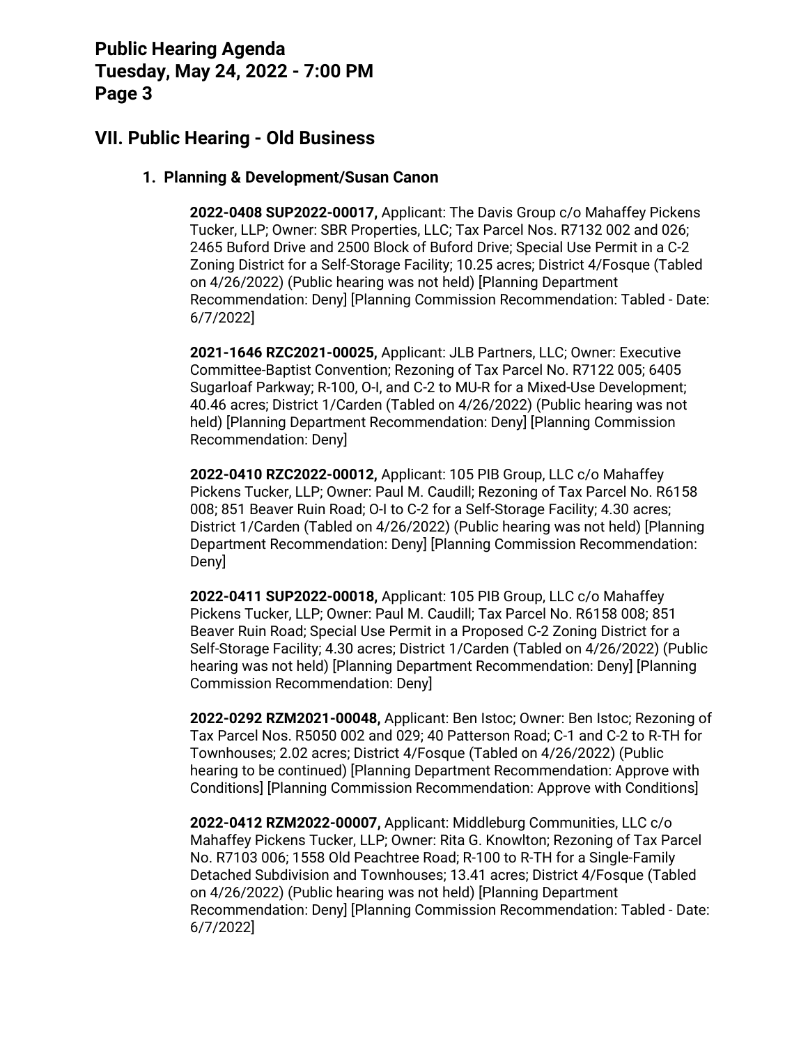## VII. Public Hearing - Old Business

### 1. Planning & Development/Susan Canon

**2022-0408 SUP2022-00017,** Applicant: The Davis Group c/o Mahaffey Pickens Tucker, LLP; Owner: SBR Properties, LLC; Tax Parcel Nos. R7132 002 and 026; 2465 Buford Drive and 2500 Block of Buford Drive; Special Use Permit in a C-2 Zoning District for a Self-Storage Facility; 10.25 acres; District 4/Fosque (Tabled on 4/26/2022) (Public hearing was not held) [Planning Department Recommendation: Deny] [Planning Commission Recommendation: Tabled - Date: 6/7/2022]

**2021-1646 RZC2021-00025,** Applicant: JLB Partners, LLC; Owner: Executive Committee-Baptist Convention; Rezoning of Tax Parcel No. R7122 005; 6405 Sugarloaf Parkway; R-100, O-I, and C-2 to MU-R for a Mixed-Use Development; 40.46 acres; District 1/Carden (Tabled on 4/26/2022) (Public hearing was not held) [Planning Department Recommendation: Deny] [Planning Commission Recommendation: Deny]

**2022-0410 RZC2022-00012,** Applicant: 105 PIB Group, LLC c/o Mahaffey Pickens Tucker, LLP; Owner: Paul M. Caudill; Rezoning of Tax Parcel No. R6158 008; 851 Beaver Ruin Road; O-I to C-2 for a Self-Storage Facility; 4.30 acres; District 1/Carden (Tabled on 4/26/2022) (Public hearing was not held) [Planning Department Recommendation: Deny] [Planning Commission Recommendation: Deny]

**2022-0411 SUP2022-00018,** Applicant: 105 PIB Group, LLC c/o Mahaffey Pickens Tucker, LLP; Owner: Paul M. Caudill; Tax Parcel No. R6158 008; 851 Beaver Ruin Road; Special Use Permit in a Proposed C-2 Zoning District for a Self-Storage Facility; 4.30 acres; District 1/Carden (Tabled on 4/26/2022) (Public hearing was not held) [Planning Department Recommendation: Deny] [Planning Commission Recommendation: Deny]

**2022-0292 RZM2021-00048,** Applicant: Ben Istoc; Owner: Ben Istoc; Rezoning of Tax Parcel Nos. R5050 002 and 029; 40 Patterson Road; C-1 and C-2 to R-TH for Townhouses; 2.02 acres; District 4/Fosque (Tabled on 4/26/2022) (Public hearing to be continued) [Planning Department Recommendation: Approve with Conditions] [Planning Commission Recommendation: Approve with Conditions]

**2022-0412 RZM2022-00007,** Applicant: Middleburg Communities, LLC c/o Mahaffey Pickens Tucker, LLP; Owner: Rita G. Knowlton; Rezoning of Tax Parcel No. R7103 006; 1558 Old Peachtree Road; R-100 to R-TH for a Single-Family Detached Subdivision and Townhouses; 13.41 acres; District 4/Fosque (Tabled on 4/26/2022) (Public hearing was not held) [Planning Department Recommendation: Deny] [Planning Commission Recommendation: Tabled - Date: 6/7/2022]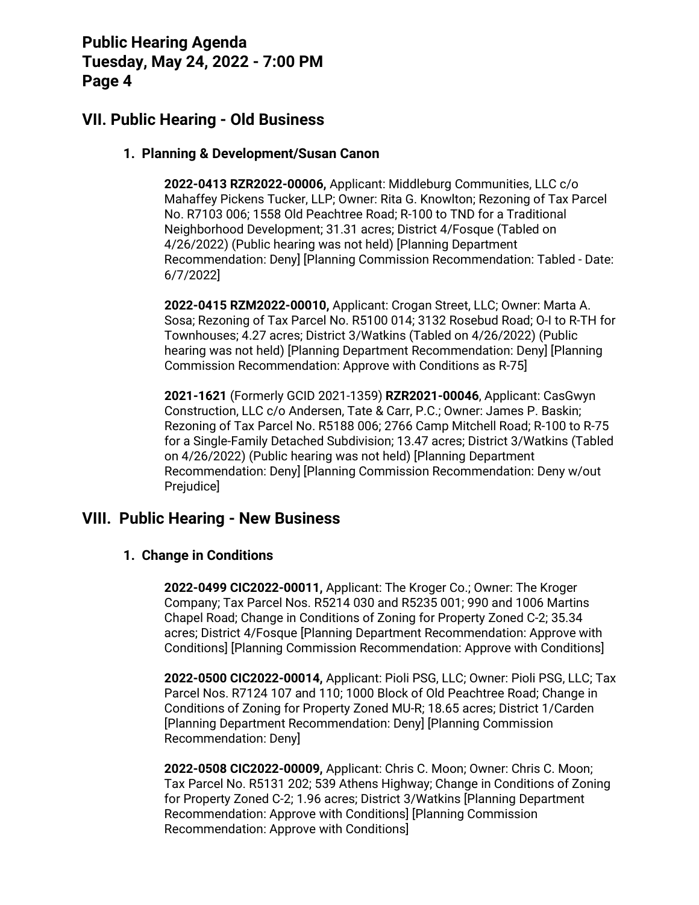## VII. Public Hearing - Old Business

### 1. Planning & Development/Susan Canon

**2022-0413 RZR2022-00006,** Applicant: Middleburg Communities, LLC c/o Mahaffey Pickens Tucker, LLP; Owner: Rita G. Knowlton; Rezoning of Tax Parcel No. R7103 006; 1558 Old Peachtree Road; R-100 to TND for a Traditional Neighborhood Development; 31.31 acres; District 4/Fosque (Tabled on 4/26/2022) (Public hearing was not held) [Planning Department Recommendation: Deny] [Planning Commission Recommendation: Tabled - Date: 6/7/2022]

**2022-0415 RZM2022-00010,** Applicant: Crogan Street, LLC; Owner: Marta A. Sosa; Rezoning of Tax Parcel No. R5100 014; 3132 Rosebud Road; O-I to R-TH for Townhouses; 4.27 acres; District 3/Watkins (Tabled on 4/26/2022) (Public hearing was not held) [Planning Department Recommendation: Deny] [Planning Commission Recommendation: Approve with Conditions as R-75]

**2021-1621** (Formerly GCID 2021-1359) **RZR2021-00046**, Applicant: CasGwyn Construction, LLC c/o Andersen, Tate & Carr, P.C.; Owner: James P. Baskin; Rezoning of Tax Parcel No. R5188 006; 2766 Camp Mitchell Road; R-100 to R-75 for a Single-Family Detached Subdivision; 13.47 acres; District 3/Watkins (Tabled on 4/26/2022) (Public hearing was not held) [Planning Department Recommendation: Deny] [Planning Commission Recommendation: Deny w/out Prejudice]

## VIII. Public Hearing - New Business

### 1. Change in Conditions

**2022-0499 CIC2022-00011,** Applicant: The Kroger Co.; Owner: The Kroger Company; Tax Parcel Nos. R5214 030 and R5235 001; 990 and 1006 Martins Chapel Road; Change in Conditions of Zoning for Property Zoned C-2; 35.34 acres; District 4/Fosque [Planning Department Recommendation: Approve with Conditions] [Planning Commission Recommendation: Approve with Conditions]

**2022-0500 CIC2022-00014,** Applicant: Pioli PSG, LLC; Owner: Pioli PSG, LLC; Tax Parcel Nos. R7124 107 and 110; 1000 Block of Old Peachtree Road; Change in Conditions of Zoning for Property Zoned MU-R; 18.65 acres; District 1/Carden [Planning Department Recommendation: Deny] [Planning Commission Recommendation: Deny]

**2022-0508 CIC2022-00009,** Applicant: Chris C. Moon; Owner: Chris C. Moon; Tax Parcel No. R5131 202; 539 Athens Highway; Change in Conditions of Zoning for Property Zoned C-2; 1.96 acres; District 3/Watkins [Planning Department Recommendation: Approve with Conditions] [Planning Commission Recommendation: Approve with Conditions]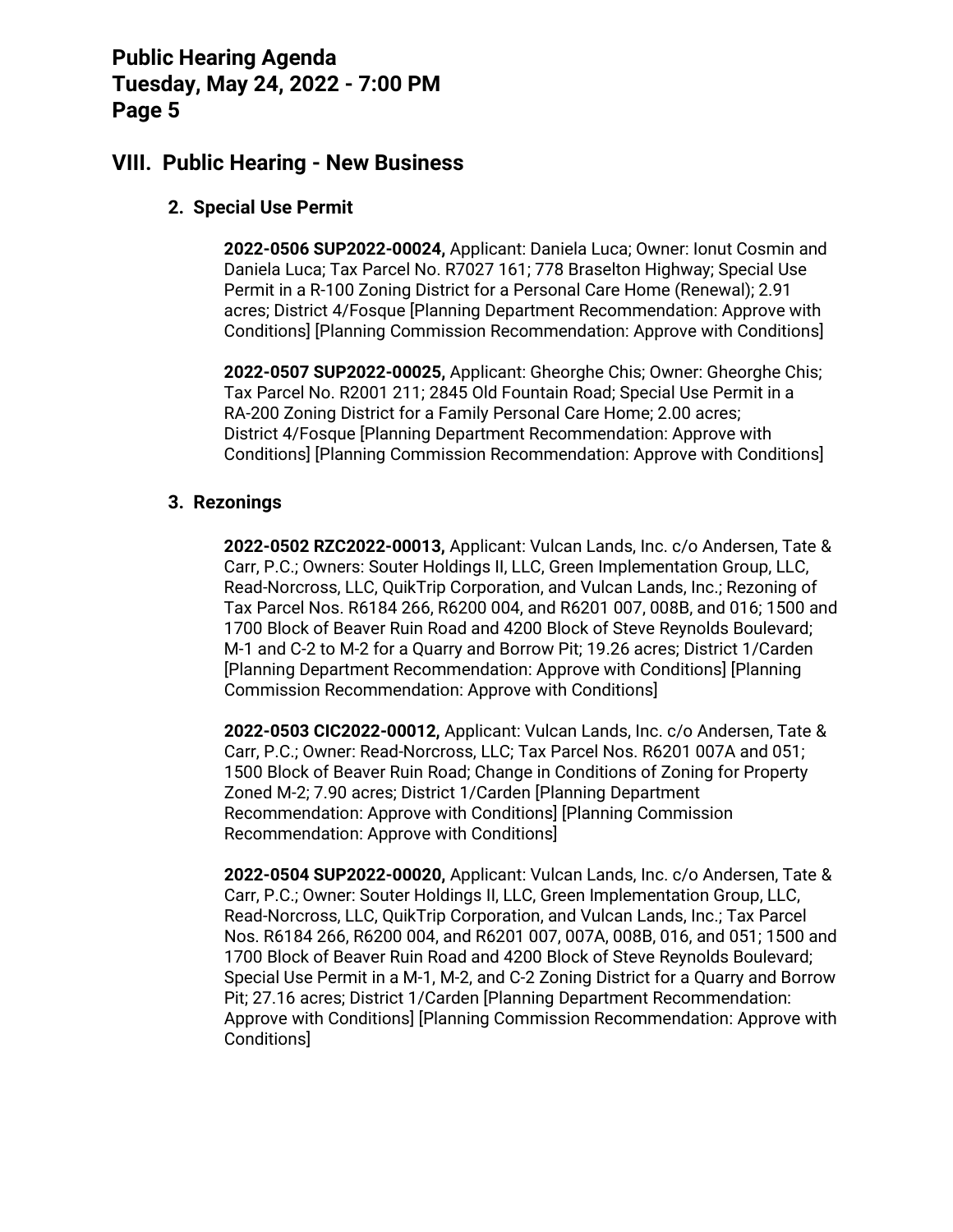## VIII. Public Hearing - New Business

### 2. Special Use Permit

**2022-0506 SUP2022-00024,** Applicant: Daniela Luca; Owner: Ionut Cosmin and Daniela Luca; Tax Parcel No. R7027 161; 778 Braselton Highway; Special Use Permit in a R-100 Zoning District for a Personal Care Home (Renewal); 2.91 acres; District 4/Fosque [Planning Department Recommendation: Approve with Conditions] [Planning Commission Recommendation: Approve with Conditions]

**2022-0507 SUP2022-00025,** Applicant: Gheorghe Chis; Owner: Gheorghe Chis; Tax Parcel No. R2001 211; 2845 Old Fountain Road; Special Use Permit in a RA-200 Zoning District for a Family Personal Care Home; 2.00 acres; District 4/Fosque [Planning Department Recommendation: Approve with Conditions] [Planning Commission Recommendation: Approve with Conditions]

### 3. Rezonings

**2022-0502 RZC2022-00013,** Applicant: Vulcan Lands, Inc. c/o Andersen, Tate & Carr, P.C.; Owners: Souter Holdings II, LLC, Green Implementation Group, LLC, Read-Norcross, LLC, QuikTrip Corporation, and Vulcan Lands, Inc.; Rezoning of Tax Parcel Nos. R6184 266, R6200 004, and R6201 007, 008B, and 016; 1500 and 1700 Block of Beaver Ruin Road and 4200 Block of Steve Reynolds Boulevard; M-1 and C-2 to M-2 for a Quarry and Borrow Pit; 19.26 acres; District 1/Carden [Planning Department Recommendation: Approve with Conditions] [Planning Commission Recommendation: Approve with Conditions]

**2022-0503 CIC2022-00012,** Applicant: Vulcan Lands, Inc. c/o Andersen, Tate & Carr, P.C.; Owner: Read-Norcross, LLC; Tax Parcel Nos. R6201 007A and 051; 1500 Block of Beaver Ruin Road; Change in Conditions of Zoning for Property Zoned M-2; 7.90 acres; District 1/Carden [Planning Department Recommendation: Approve with Conditions] [Planning Commission Recommendation: Approve with Conditions]

**2022-0504 SUP2022-00020,** Applicant: Vulcan Lands, Inc. c/o Andersen, Tate & Carr, P.C.; Owner: Souter Holdings II, LLC, Green Implementation Group, LLC, Read-Norcross, LLC, QuikTrip Corporation, and Vulcan Lands, Inc.; Tax Parcel Nos. R6184 266, R6200 004, and R6201 007, 007A, 008B, 016, and 051; 1500 and 1700 Block of Beaver Ruin Road and 4200 Block of Steve Reynolds Boulevard; Special Use Permit in a M-1, M-2, and C-2 Zoning District for a Quarry and Borrow Pit; 27.16 acres; District 1/Carden [Planning Department Recommendation: Approve with Conditions] [Planning Commission Recommendation: Approve with Conditions]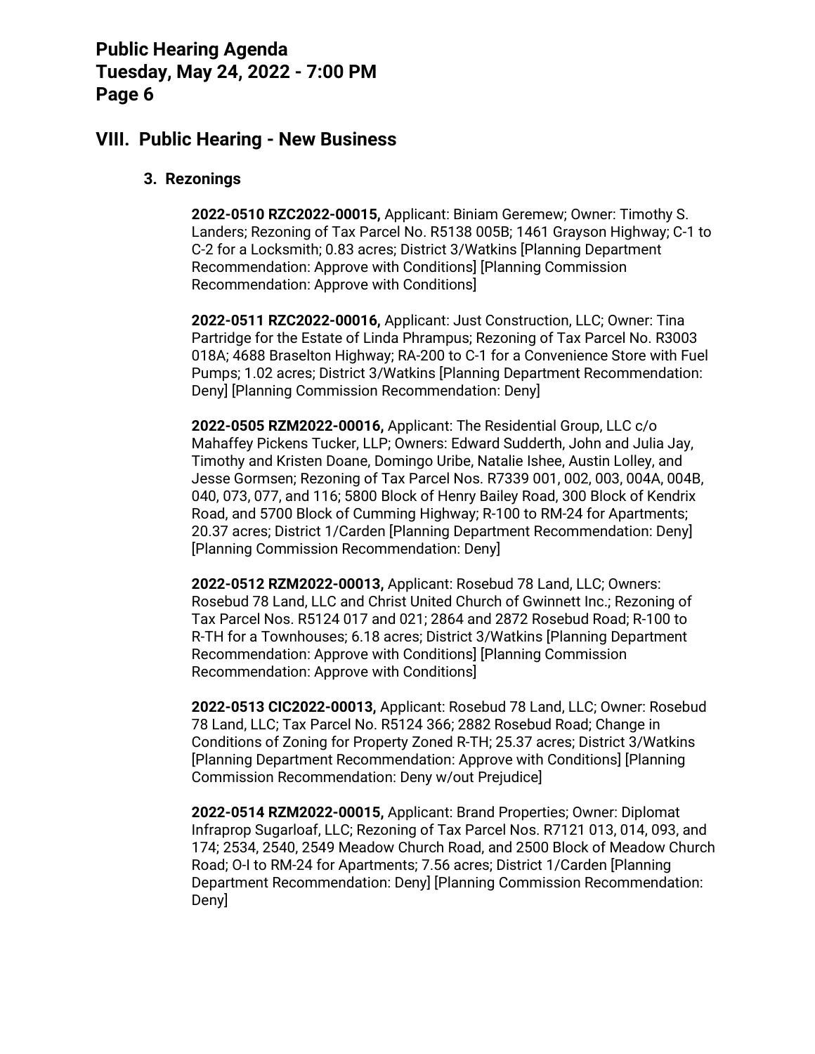## VIII. Public Hearing - New Business

### 3. Rezonings

**2022-0510 RZC2022-00015,** Applicant: Biniam Geremew; Owner: Timothy S. Landers; Rezoning of Tax Parcel No. R5138 005B; 1461 Grayson Highway; C-1 to C-2 for a Locksmith; 0.83 acres; District 3/Watkins [Planning Department Recommendation: Approve with Conditions] [Planning Commission Recommendation: Approve with Conditions]

**2022-0511 RZC2022-00016,** Applicant: Just Construction, LLC; Owner: Tina Partridge for the Estate of Linda Phrampus; Rezoning of Tax Parcel No. R3003 018A; 4688 Braselton Highway; RA-200 to C-1 for a Convenience Store with Fuel Pumps; 1.02 acres; District 3/Watkins [Planning Department Recommendation: Deny] [Planning Commission Recommendation: Deny]

**2022-0505 RZM2022-00016,** Applicant: The Residential Group, LLC c/o Mahaffey Pickens Tucker, LLP; Owners: Edward Sudderth, John and Julia Jay, Timothy and Kristen Doane, Domingo Uribe, Natalie Ishee, Austin Lolley, and Jesse Gormsen; Rezoning of Tax Parcel Nos. R7339 001, 002, 003, 004A, 004B, 040, 073, 077, and 116; 5800 Block of Henry Bailey Road, 300 Block of Kendrix Road, and 5700 Block of Cumming Highway; R-100 to RM-24 for Apartments; 20.37 acres; District 1/Carden [Planning Department Recommendation: Deny] [Planning Commission Recommendation: Deny]

**2022-0512 RZM2022-00013,** Applicant: Rosebud 78 Land, LLC; Owners: Rosebud 78 Land, LLC and Christ United Church of Gwinnett Inc.; Rezoning of Tax Parcel Nos. R5124 017 and 021; 2864 and 2872 Rosebud Road; R-100 to R-TH for a Townhouses; 6.18 acres; District 3/Watkins [Planning Department Recommendation: Approve with Conditions] [Planning Commission Recommendation: Approve with Conditions]

**2022-0513 CIC2022-00013,** Applicant: Rosebud 78 Land, LLC; Owner: Rosebud 78 Land, LLC; Tax Parcel No. R5124 366; 2882 Rosebud Road; Change in Conditions of Zoning for Property Zoned R-TH; 25.37 acres; District 3/Watkins [Planning Department Recommendation: Approve with Conditions] [Planning Commission Recommendation: Deny w/out Prejudice]

**2022-0514 RZM2022-00015,** Applicant: Brand Properties; Owner: Diplomat Infraprop Sugarloaf, LLC; Rezoning of Tax Parcel Nos. R7121 013, 014, 093, and 174; 2534, 2540, 2549 Meadow Church Road, and 2500 Block of Meadow Church Road; O-I to RM-24 for Apartments; 7.56 acres; District 1/Carden [Planning Department Recommendation: Deny] [Planning Commission Recommendation: Deny]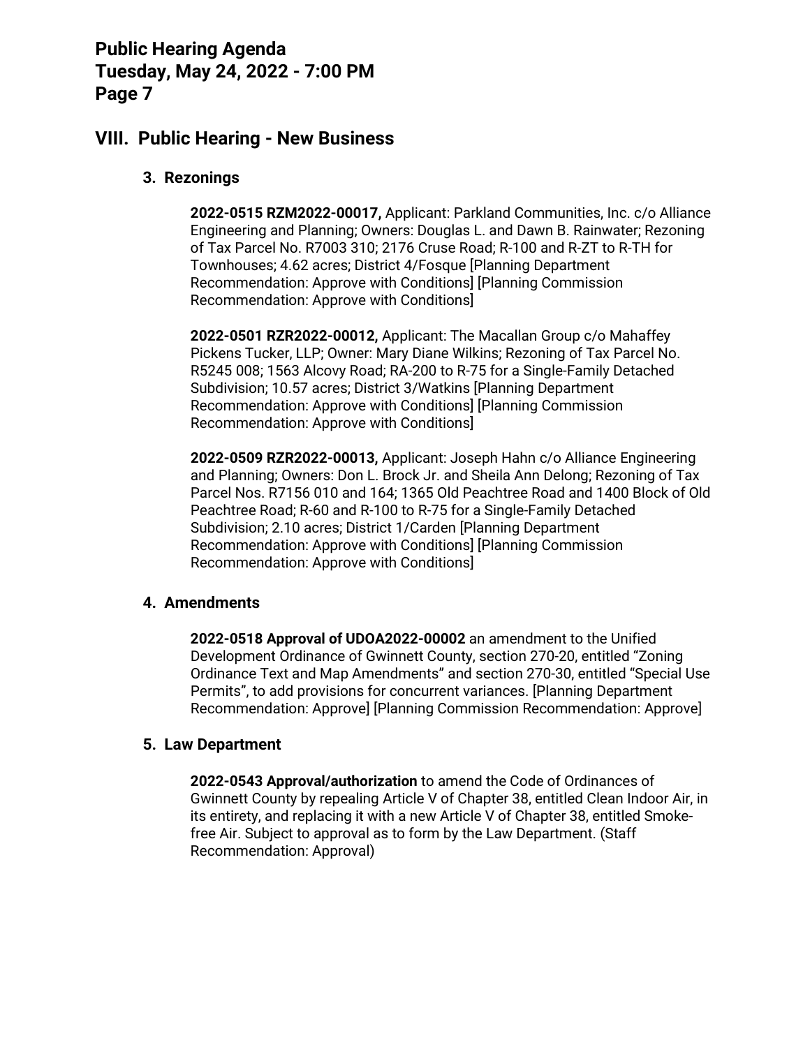## VIII. Public Hearing - New Business

### 3. Rezonings

**2022-0515 RZM2022-00017,** Applicant: Parkland Communities, Inc. c/o Alliance Engineering and Planning; Owners: Douglas L. and Dawn B. Rainwater; Rezoning of Tax Parcel No. R7003 310; 2176 Cruse Road; R-100 and R-ZT to R-TH for Townhouses; 4.62 acres; District 4/Fosque [Planning Department Recommendation: Approve with Conditions] [Planning Commission Recommendation: Approve with Conditions]

**2022-0501 RZR2022-00012,** Applicant: The Macallan Group c/o Mahaffey Pickens Tucker, LLP; Owner: Mary Diane Wilkins; Rezoning of Tax Parcel No. R5245 008; 1563 Alcovy Road; RA-200 to R-75 for a Single-Family Detached Subdivision; 10.57 acres; District 3/Watkins [Planning Department Recommendation: Approve with Conditions] [Planning Commission Recommendation: Approve with Conditions]

**2022-0509 RZR2022-00013,** Applicant: Joseph Hahn c/o Alliance Engineering and Planning; Owners: Don L. Brock Jr. and Sheila Ann Delong; Rezoning of Tax Parcel Nos. R7156 010 and 164; 1365 Old Peachtree Road and 1400 Block of Old Peachtree Road; R-60 and R-100 to R-75 for a Single-Family Detached Subdivision; 2.10 acres; District 1/Carden [Planning Department Recommendation: Approve with Conditions] [Planning Commission Recommendation: Approve with Conditions]

### 4. Amendments

**2022-0518 Approval of UDOA2022-00002** an amendment to the Unified Development Ordinance of Gwinnett County, section 270-20, entitled "Zoning Ordinance Text and Map Amendments" and section 270-30, entitled "Special Use Permits", to add provisions for concurrent variances. [Planning Department Recommendation: Approve] [Planning Commission Recommendation: Approve]

### 5. Law Department

**2022-0543 Approval/authorization** to amend the Code of Ordinances of Gwinnett County by repealing Article V of Chapter 38, entitled Clean Indoor Air, in its entirety, and replacing it with a new Article V of Chapter 38, entitled Smoke-free Air. Subject to approval as to form by the Law Department. (Staff Recommendation: Approval)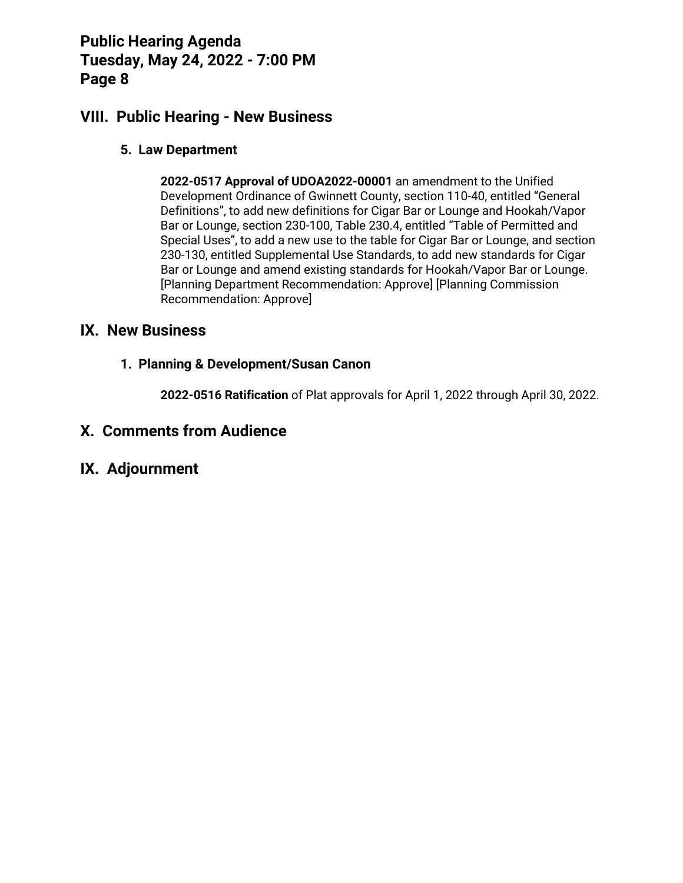## VIII. Public Hearing - New Business

### 5. Law Department

**2022-0517 Approval of UDOA2022-00001** an amendment to the Unified Development Ordinance of Gwinnett County, section 110-40, entitled "General Definitions", to add new definitions for Cigar Bar or Lounge and Hookah/Vapor Bar or Lounge, section 230-100, Table 230.4, entitled "Table of Permitted and Special Uses", to add a new use to the table for Cigar Bar or Lounge, and section 230-130, entitled Supplemental Use Standards, to add new standards for Cigar Bar or Lounge and amend existing standards for Hookah/Vapor Bar or Lounge. [Planning Department Recommendation: Approve] [Planning Commission Recommendation: Approve]

## IX. New Business

### 1. Planning & Development/Susan Canon

**2022-0516 Ratification** of Plat approvals for April 1, 2022 through April 30, 2022.

## X. Comments from Audience

## IX. Adjournment